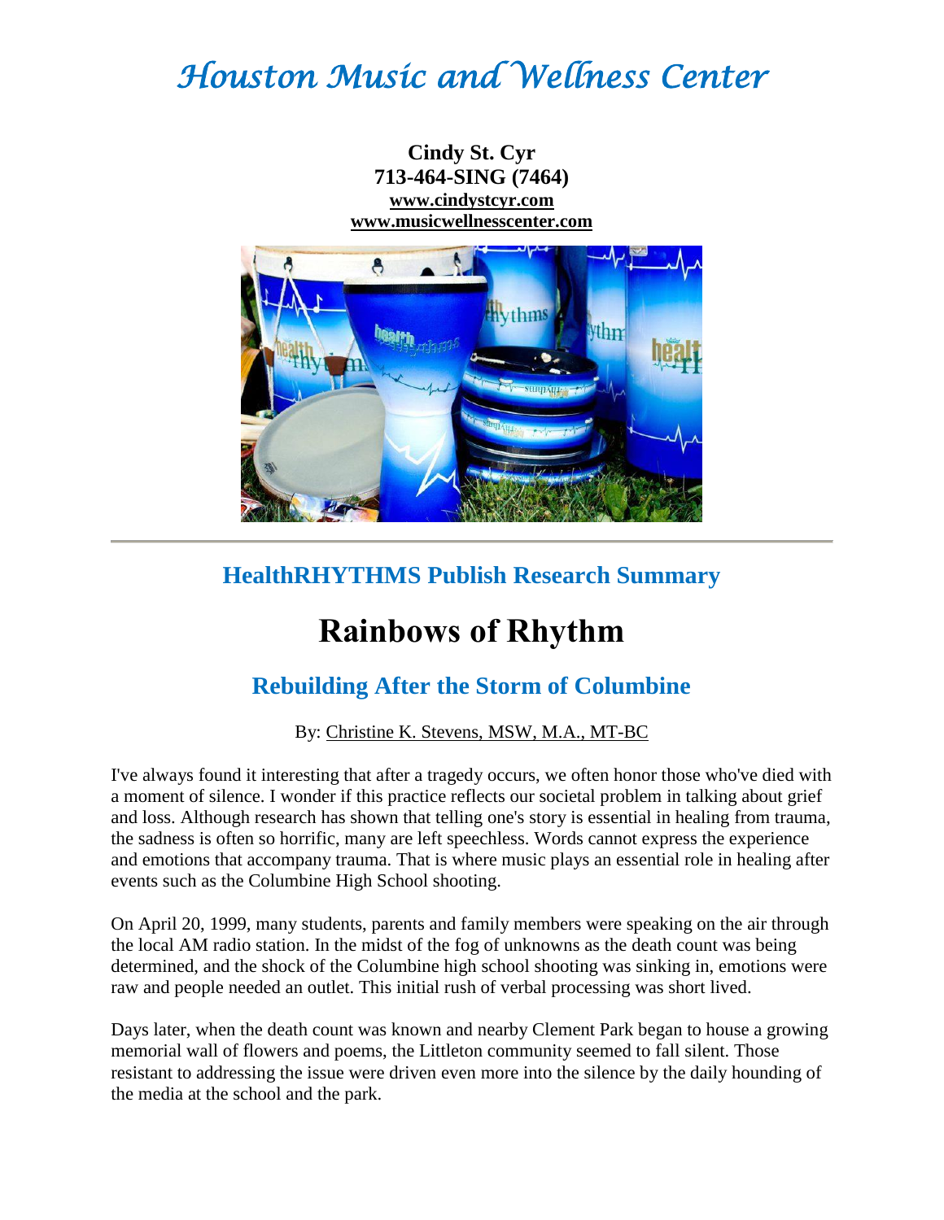# *Houston Music and Wellness Center*

**Cindy St. Cyr**
**713-464-SING (7464)**
**www.cindystcyr.com**
**www.musicwellnesscenter.com**

---

## HealthRHYTHMS Publish Research Summary

# Rainbows of Rhythm

## Rebuilding After the Storm of Columbine

By: Christine K. Stevens, MSW, M.A., MT-BC

I've always found it interesting that after a tragedy occurs, we often honor those who've died with a moment of silence. I wonder if this practice reflects our societal problem in talking about grief and loss. Although research has shown that telling one's story is essential in healing from trauma, the sadness is often so horrific, many are left speechless. Words cannot express the experience and emotions that accompany trauma. That is where music plays an essential role in healing after events such as the Columbine High School shooting.

On April 20, 1999, many students, parents and family members were speaking on the air through the local AM radio station. In the midst of the fog of unknowns as the death count was being determined, and the shock of the Columbine high school shooting was sinking in, emotions were raw and people needed an outlet. This initial rush of verbal processing was short lived.

Days later, when the death count was known and nearby Clement Park began to house a growing memorial wall of flowers and poems, the Littleton community seemed to fall silent. Those resistant to addressing the issue were driven even more into the silence by the daily hounding of the media at the school and the park.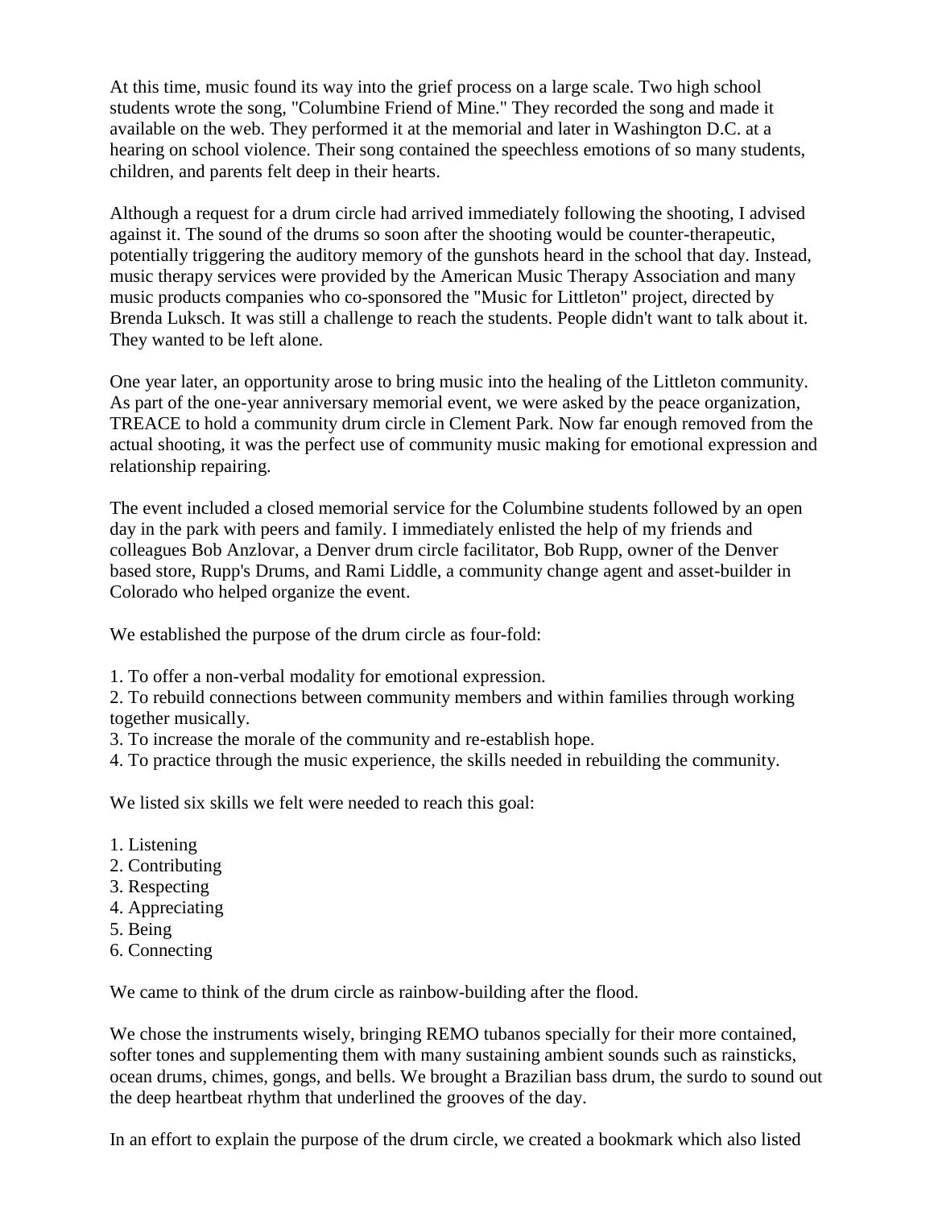At this time, music found its way into the grief process on a large scale. Two high school students wrote the song, "Columbine Friend of Mine." They recorded the song and made it available on the web. They performed it at the memorial and later in Washington D.C. at a hearing on school violence. Their song contained the speechless emotions of so many students, children, and parents felt deep in their hearts.

Although a request for a drum circle had arrived immediately following the shooting, I advised against it. The sound of the drums so soon after the shooting would be counter-therapeutic, potentially triggering the auditory memory of the gunshots heard in the school that day. Instead, music therapy services were provided by the American Music Therapy Association and many music products companies who co-sponsored the "Music for Littleton" project, directed by Brenda Luksch. It was still a challenge to reach the students. People didn't want to talk about it. They wanted to be left alone.

One year later, an opportunity arose to bring music into the healing of the Littleton community. As part of the one-year anniversary memorial event, we were asked by the peace organization, TREACE to hold a community drum circle in Clement Park. Now far enough removed from the actual shooting, it was the perfect use of community music making for emotional expression and relationship repairing.

The event included a closed memorial service for the Columbine students followed by an open day in the park with peers and family. I immediately enlisted the help of my friends and colleagues Bob Anzlovar, a Denver drum circle facilitator, Bob Rupp, owner of the Denver based store, Rupp's Drums, and Rami Liddle, a community change agent and asset-builder in Colorado who helped organize the event.

We established the purpose of the drum circle as four-fold:

1. To offer a non-verbal modality for emotional expression.
2. To rebuild connections between community members and within families through working together musically.
3. To increase the morale of the community and re-establish hope.
4. To practice through the music experience, the skills needed in rebuilding the community.

We listed six skills we felt were needed to reach this goal:

1. Listening
2. Contributing
3. Respecting
4. Appreciating
5. Being
6. Connecting

We came to think of the drum circle as rainbow-building after the flood.

We chose the instruments wisely, bringing REMO tubanos specially for their more contained, softer tones and supplementing them with many sustaining ambient sounds such as rainsticks, ocean drums, chimes, gongs, and bells. We brought a Brazilian bass drum, the surdo to sound out the deep heartbeat rhythm that underlined the grooves of the day.

In an effort to explain the purpose of the drum circle, we created a bookmark which also listed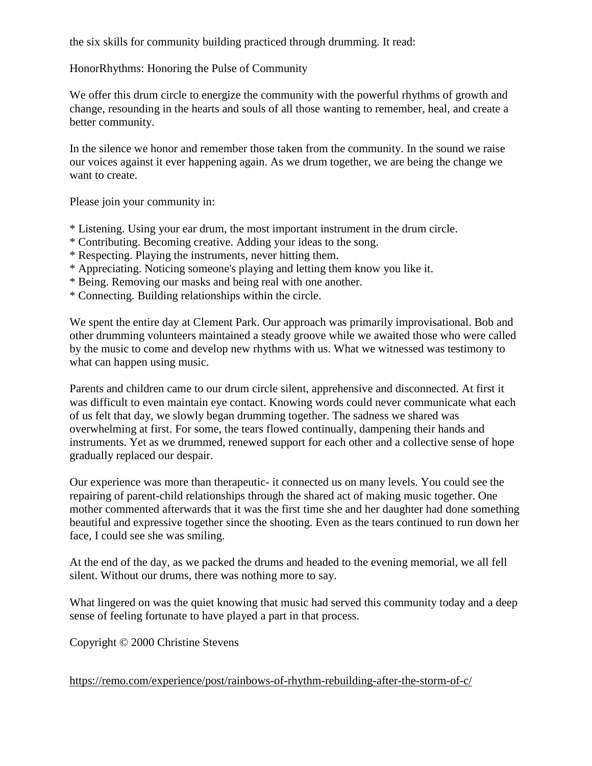the six skills for community building practiced through drumming. It read:

HonorRhythms: Honoring the Pulse of Community

We offer this drum circle to energize the community with the powerful rhythms of growth and change, resounding in the hearts and souls of all those wanting to remember, heal, and create a better community.

In the silence we honor and remember those taken from the community. In the sound we raise our voices against it ever happening again. As we drum together, we are being the change we want to create.

Please join your community in:

* Listening. Using your ear drum, the most important instrument in the drum circle.
* Contributing. Becoming creative. Adding your ideas to the song.
* Respecting. Playing the instruments, never hitting them.
* Appreciating. Noticing someone's playing and letting them know you like it.
* Being. Removing our masks and being real with one another.
* Connecting. Building relationships within the circle.

We spent the entire day at Clement Park. Our approach was primarily improvisational. Bob and other drumming volunteers maintained a steady groove while we awaited those who were called by the music to come and develop new rhythms with us. What we witnessed was testimony to what can happen using music.

Parents and children came to our drum circle silent, apprehensive and disconnected. At first it was difficult to even maintain eye contact. Knowing words could never communicate what each of us felt that day, we slowly began drumming together. The sadness we shared was overwhelming at first. For some, the tears flowed continually, dampening their hands and instruments. Yet as we drummed, renewed support for each other and a collective sense of hope gradually replaced our despair.

Our experience was more than therapeutic- it connected us on many levels. You could see the repairing of parent-child relationships through the shared act of making music together. One mother commented afterwards that it was the first time she and her daughter had done something beautiful and expressive together since the shooting. Even as the tears continued to run down her face, I could see she was smiling.

At the end of the day, as we packed the drums and headed to the evening memorial, we all fell silent. Without our drums, there was nothing more to say.

What lingered on was the quiet knowing that music had served this community today and a deep sense of feeling fortunate to have played a part in that process.

Copyright © 2000 Christine Stevens

https://remo.com/experience/post/rainbows-of-rhythm-rebuilding-after-the-storm-of-c/